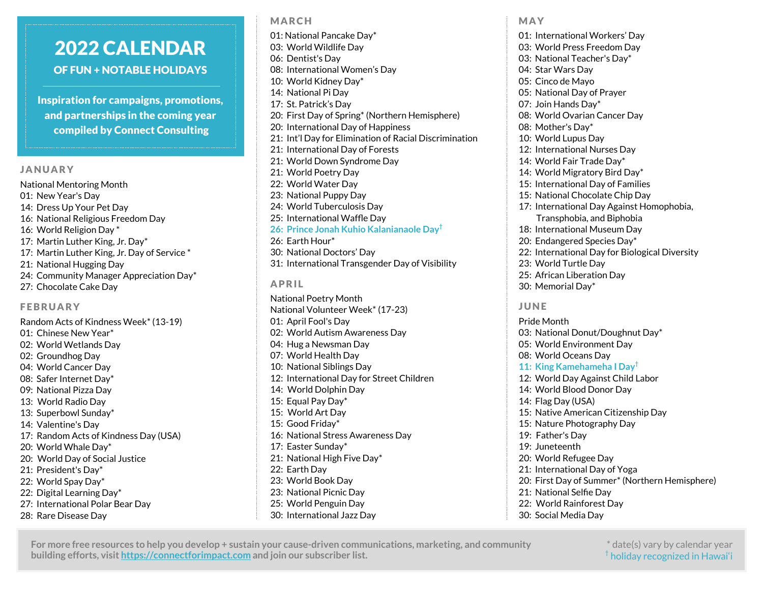# 2022 CALENDAR

## OF FUN + NOTABLE HOLIDAYS

**Inspiration for campaigns, promotions, and partnerships in the coming year compiled by Connect Consulting**

## JANUARY

National Mentoring Month
01: New Year's Day
14: Dress Up Your Pet Day
16: National Religious Freedom Day
16: World Religion Day *
17: Martin Luther King, Jr. Day*
17: Martin Luther King, Jr. Day of Service *
21: National Hugging Day
24: Community Manager Appreciation Day*
27: Chocolate Cake Day

## FEBRUARY

Random Acts of Kindness Week* (13-19)
01: Chinese New Year*
02: World Wetlands Day
02: Groundhog Day
04: World Cancer Day
08: Safer Internet Day*
09: National Pizza Day
13: World Radio Day
13: Superbowl Sunday*
14: Valentine's Day
17: Random Acts of Kindness Day (USA)
20: World Whale Day*
20: World Day of Social Justice
21: President's Day*
22: World Spay Day*
22: Digital Learning Day*
27: International Polar Bear Day
28: Rare Disease Day

## MARCH

01: National Pancake Day*
03: World Wildlife Day
06: Dentist's Day
08: International Women's Day
10: World Kidney Day*
14: National Pi Day
17: St. Patrick's Day
20: First Day of Spring* (Northern Hemisphere)
20: International Day of Happiness
21: Int'l Day for Elimination of Racial Discrimination
21: International Day of Forests
21: World Down Syndrome Day
21: World Poetry Day
22: World Water Day
23: National Puppy Day
24: World Tuberculosis Day
25: International Waffle Day
**26: Prince Jonah Kuhio Kalanianaole Day†**
26: Earth Hour*
30: National Doctors' Day
31: International Transgender Day of Visibility

## APRIL

National Poetry Month
National Volunteer Week* (17-23)
01: April Fool's Day
02: World Autism Awareness Day
04: Hug a Newsman Day
07: World Health Day
10: National Siblings Day
12: International Day for Street Children
14: World Dolphin Day
15: Equal Pay Day*
15: World Art Day
15: Good Friday*
16: National Stress Awareness Day
17: Easter Sunday*
21: National High Five Day*
22: Earth Day
23: World Book Day
23: National Picnic Day
25: World Penguin Day
30: International Jazz Day

## MAY

01: International Workers' Day
03: World Press Freedom Day
03: National Teacher's Day*
04: Star Wars Day
05: Cinco de Mayo
05: National Day of Prayer
07: Join Hands Day*
08: World Ovarian Cancer Day
08: Mother's Day*
10: World Lupus Day
12: International Nurses Day
14: World Fair Trade Day*
14: World Migratory Bird Day*
15: International Day of Families
15: National Chocolate Chip Day
17: International Day Against Homophobia, Transphobia, and Biphobia
18: International Museum Day
20: Endangered Species Day*
22: International Day for Biological Diversity
23: World Turtle Day
25: African Liberation Day
30: Memorial Day*

## JUNE

Pride Month
03: National Donut/Doughnut Day*
05: World Environment Day
08: World Oceans Day
**11: King Kamehameha I Day†**
12: World Day Against Child Labor
14: World Blood Donor Day
14: Flag Day (USA)
15: Native American Citizenship Day
15: Nature Photography Day
19: Father's Day
19: Juneteenth
20: World Refugee Day
21: International Day of Yoga
20: First Day of Summer* (Northern Hemisphere)
21: National Selfie Day
22: World Rainforest Day
30: Social Media Day

**For more free resources to help you develop + sustain your cause-driven communications, marketing, and community building efforts, visit [https://connectforimpact.com](https://connectforimpact.com) and join our subscriber list.**

* date(s) vary by calendar year
† holiday recognized in Hawai'i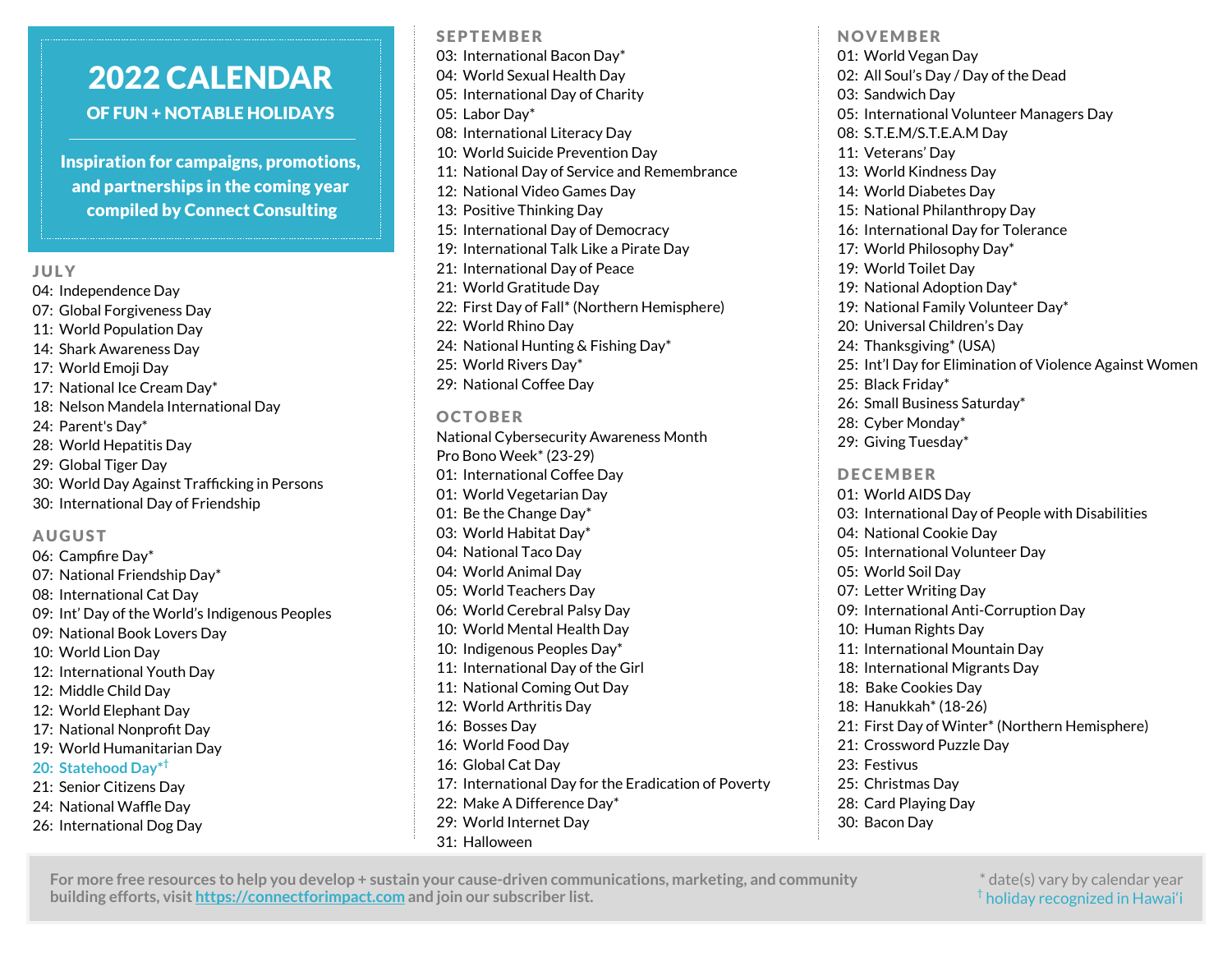# 2022 CALENDAR

## OF FUN + NOTABLE HOLIDAYS

**Inspiration for campaigns, promotions, and partnerships in the coming year compiled by Connect Consulting**

## JULY

04: Independence Day
07: Global Forgiveness Day
11: World Population Day
14: Shark Awareness Day
17: World Emoji Day
17: National Ice Cream Day*
18: Nelson Mandela International Day
24: Parent's Day*
28: World Hepatitis Day
29: Global Tiger Day
30: World Day Against Trafficking in Persons
30: International Day of Friendship

## AUGUST

06: Campfire Day*
07: National Friendship Day*
08: International Cat Day
09: Int' Day of the World's Indigenous Peoples
09: National Book Lovers Day
10: World Lion Day
12: International Youth Day
12: Middle Child Day
12: World Elephant Day
17: National Nonprofit Day
19: World Humanitarian Day
20: Statehood Day*†
21: Senior Citizens Day
24: National Waffle Day
26: International Dog Day

## SEPTEMBER

03: International Bacon Day*
04: World Sexual Health Day
05: International Day of Charity
05: Labor Day*
08: International Literacy Day
10: World Suicide Prevention Day
11: National Day of Service and Remembrance
12: National Video Games Day
13: Positive Thinking Day
15: International Day of Democracy
19: International Talk Like a Pirate Day
21: International Day of Peace
21: World Gratitude Day
22: First Day of Fall* (Northern Hemisphere)
22: World Rhino Day
24: National Hunting & Fishing Day*
25: World Rivers Day*
29: National Coffee Day

## OCTOBER

National Cybersecurity Awareness Month
Pro Bono Week* (23-29)
01: International Coffee Day
01: World Vegetarian Day
01: Be the Change Day*
03: World Habitat Day*
04: National Taco Day
04: World Animal Day
05: World Teachers Day
06: World Cerebral Palsy Day
10: World Mental Health Day
10: Indigenous Peoples Day*
11: International Day of the Girl
11: National Coming Out Day
12: World Arthritis Day
16: Bosses Day
16: World Food Day
16: Global Cat Day
17: International Day for the Eradication of Poverty
22: Make A Difference Day*
29: World Internet Day
31: Halloween

## NOVEMBER

01: World Vegan Day
02: All Soul's Day / Day of the Dead
03: Sandwich Day
05: International Volunteer Managers Day
08: S.T.E.M/S.T.E.A.M Day
11: Veterans' Day
13: World Kindness Day
14: World Diabetes Day
15: National Philanthropy Day
16: International Day for Tolerance
17: World Philosophy Day*
19: World Toilet Day
19: National Adoption Day*
19: National Family Volunteer Day*
20: Universal Children's Day
24: Thanksgiving* (USA)
25: Int'l Day for Elimination of Violence Against Women
25: Black Friday*
26: Small Business Saturday*
28: Cyber Monday*
29: Giving Tuesday*

## DECEMBER

01: World AIDS Day
03: International Day of People with Disabilities
04: National Cookie Day
05: International Volunteer Day
05: World Soil Day
07: Letter Writing Day
09: International Anti-Corruption Day
10: Human Rights Day
11: International Mountain Day
18: International Migrants Day
18: Bake Cookies Day
18: Hanukkah* (18-26)
21: First Day of Winter* (Northern Hemisphere)
21: Crossword Puzzle Day
23: Festivus
25: Christmas Day
28: Card Playing Day
30: Bacon Day

**For more free resources to help you develop + sustain your cause-driven communications, marketing, and community building efforts, visit https://connectforimpact.com and join our subscriber list.**

* date(s) vary by calendar year
† holiday recognized in Hawai'i